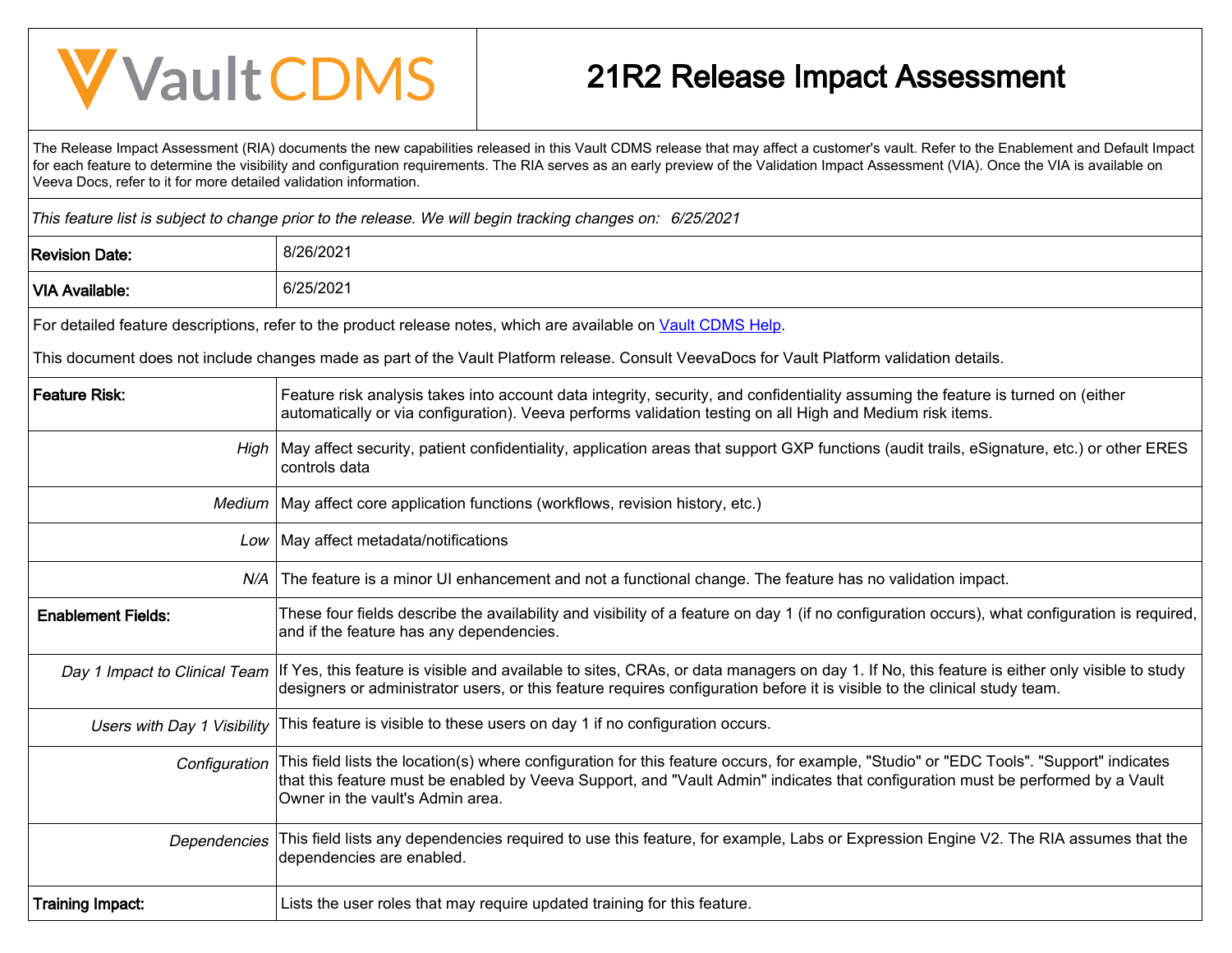# Vault CDMS

# 21R2 Release Impact Assessment

The Release Impact Assessment (RIA) documents the new capabilities released in this Vault CDMS release that may affect a customer's vault. Refer to the Enablement and Default Impact for each feature to determine the visibility and configuration requirements. The RIA serves as an early preview of the Validation Impact Assessment (VIA). Once the VIA is available on Veeva Docs, refer to it for more detailed validation information.

*This feature list is subject to change prior to the release. We will begin tracking changes on: 6/25/2021*

| | |
|---|---|
| **Revision Date:** | 8/26/2021 |
| **VIA Available:** | 6/25/2021 |

For detailed feature descriptions, refer to the product release notes, which are available on [Vault CDMS Help](Vault CDMS Help).

This document does not include changes made as part of the Vault Platform release. Consult VeevaDocs for Vault Platform validation details.

| | |
|---|---|
| **Feature Risk:** | Feature risk analysis takes into account data integrity, security, and confidentiality assuming the feature is turned on (either automatically or via configuration). Veeva performs validation testing on all High and Medium risk items. |
| *High* | May affect security, patient confidentiality, application areas that support GXP functions (audit trails, eSignature, etc.) or other ERES controls data |
| *Medium* | May affect core application functions (workflows, revision history, etc.) |
| *Low* | May affect metadata/notifications |
| *N/A* | The feature is a minor UI enhancement and not a functional change. The feature has no validation impact. |
| **Enablement Fields:** | These four fields describe the availability and visibility of a feature on day 1 (if no configuration occurs), what configuration is required, and if the feature has any dependencies. |
| *Day 1 Impact to Clinical Team* | If Yes, this feature is visible and available to sites, CRAs, or data managers on day 1. If No, this feature is either only visible to study designers or administrator users, or this feature requires configuration before it is visible to the clinical study team. |
| *Users with Day 1 Visibility* | This feature is visible to these users on day 1 if no configuration occurs. |
| *Configuration* | This field lists the location(s) where configuration for this feature occurs, for example, "Studio" or "EDC Tools". "Support" indicates that this feature must be enabled by Veeva Support, and "Vault Admin" indicates that configuration must be performed by a Vault Owner in the vault's Admin area. |
| *Dependencies* | This field lists any dependencies required to use this feature, for example, Labs or Expression Engine V2. The RIA assumes that the dependencies are enabled. |
| **Training Impact:** | Lists the user roles that may require updated training for this feature. |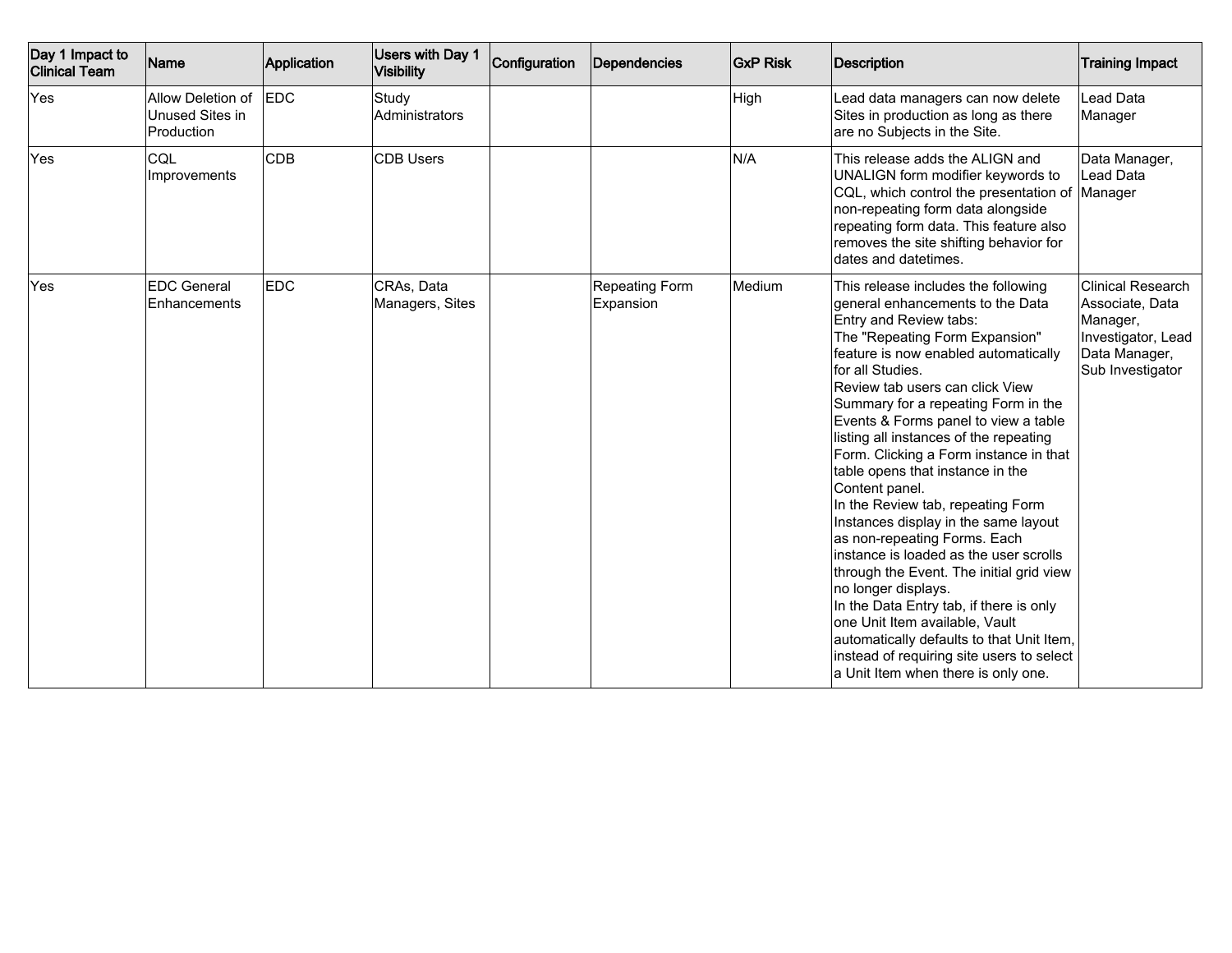| Day 1 Impact to Clinical Team | Name | Application | Users with Day 1 Visibility | Configuration | Dependencies | GxP Risk | Description | Training Impact |
|---|---|---|---|---|---|---|---|---|
| Yes | Allow Deletion of Unused Sites in Production | EDC | Study Administrators | | | High | Lead data managers can now delete Sites in production as long as there are no Subjects in the Site. | Lead Data Manager |
| Yes | CQL Improvements | CDB | CDB Users | | | N/A | This release adds the ALIGN and UNALIGN form modifier keywords to CQL, which control the presentation of non-repeating form data alongside repeating form data. This feature also removes the site shifting behavior for dates and datetimes. | Data Manager, Lead Data Manager |
| Yes | EDC General Enhancements | EDC | CRAs, Data Managers, Sites | | Repeating Form Expansion | Medium | This release includes the following general enhancements to the Data Entry and Review tabs:<br>The "Repeating Form Expansion" feature is now enabled automatically for all Studies.<br>Review tab users can click View Summary for a repeating Form in the Events & Forms panel to view a table listing all instances of the repeating Form. Clicking a Form instance in that table opens that instance in the Content panel.<br>In the Review tab, repeating Form Instances display in the same layout as non-repeating Forms. Each instance is loaded as the user scrolls through the Event. The initial grid view no longer displays.<br>In the Data Entry tab, if there is only one Unit Item available, Vault automatically defaults to that Unit Item, instead of requiring site users to select a Unit Item when there is only one. | Clinical Research Associate, Data Manager, Investigator, Lead Data Manager, Sub Investigator |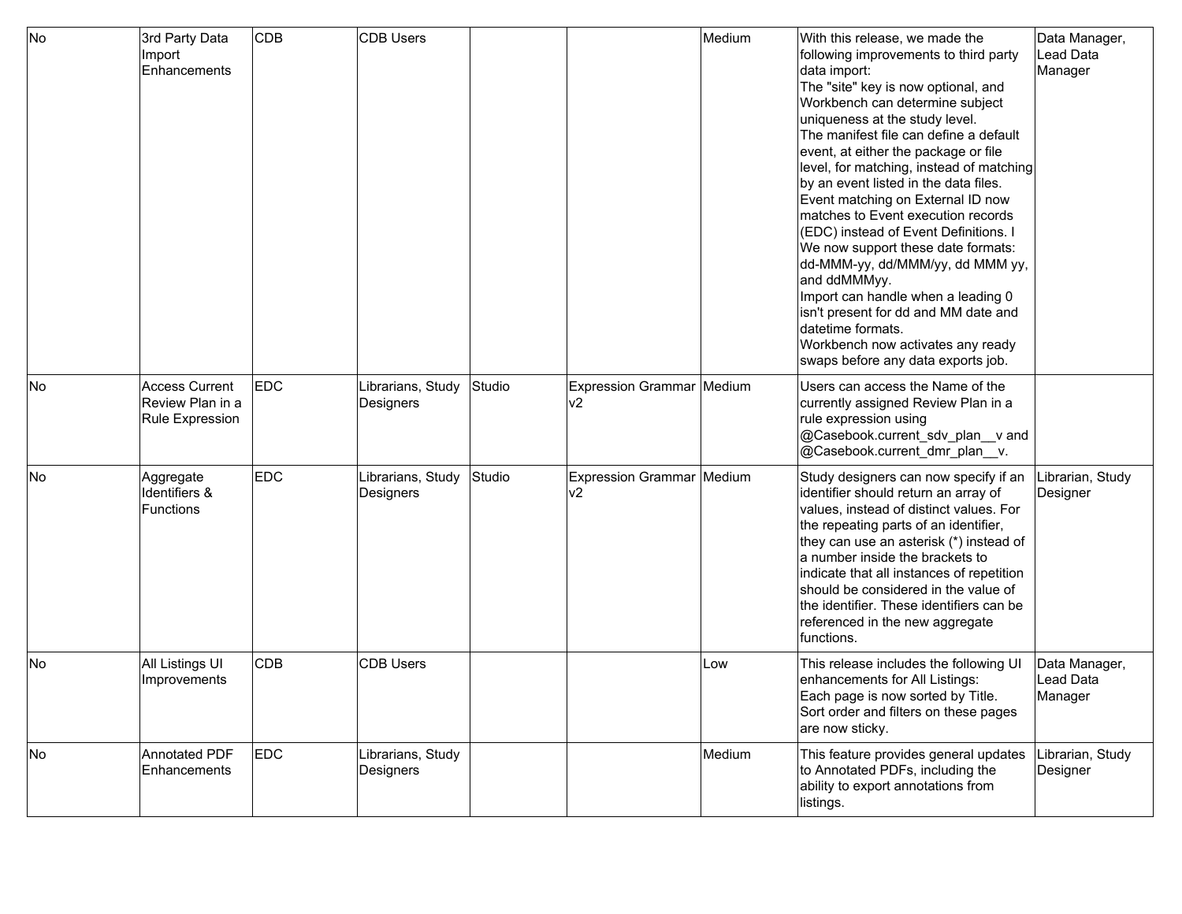| | | | | | | | | |
|---|---|---|---|---|---|---|---|---|
| No | 3rd Party Data Import Enhancements | CDB | CDB Users | | | Medium | With this release, we made the following improvements to third party data import:<br>The "site" key is now optional, and Workbench can determine subject uniqueness at the study level.<br>The manifest file can define a default event, at either the package or file level, for matching, instead of matching by an event listed in the data files.<br>Event matching on External ID now matches to Event execution records (EDC) instead of Event Definitions. I<br>We now support these date formats: dd-MMM-yy, dd/MMM/yy, dd MMM yy, and ddMMMyy.<br>Import can handle when a leading 0 isn't present for dd and MM date and datetime formats.<br>Workbench now activates any ready swaps before any data exports job. | Data Manager, Lead Data Manager |
| No | Access Current Review Plan in a Rule Expression | EDC | Librarians, Study Designers | Studio | Expression Grammar v2 | Medium | Users can access the Name of the currently assigned Review Plan in a rule expression using @Casebook.current_sdv_plan__v and @Casebook.current_dmr_plan__v. | |
| No | Aggregate Identifiers & Functions | EDC | Librarians, Study Designers | Studio | Expression Grammar v2 | Medium | Study designers can now specify if an identifier should return an array of values, instead of distinct values. For the repeating parts of an identifier, they can use an asterisk (*) instead of a number inside the brackets to indicate that all instances of repetition should be considered in the value of the identifier. These identifiers can be referenced in the new aggregate functions. | Librarian, Study Designer |
| No | All Listings UI Improvements | CDB | CDB Users | | | Low | This release includes the following UI enhancements for All Listings:<br>Each page is now sorted by Title.<br>Sort order and filters on these pages are now sticky. | Data Manager, Lead Data Manager |
| No | Annotated PDF Enhancements | EDC | Librarians, Study Designers | | | Medium | This feature provides general updates to Annotated PDFs, including the ability to export annotations from listings. | Librarian, Study Designer |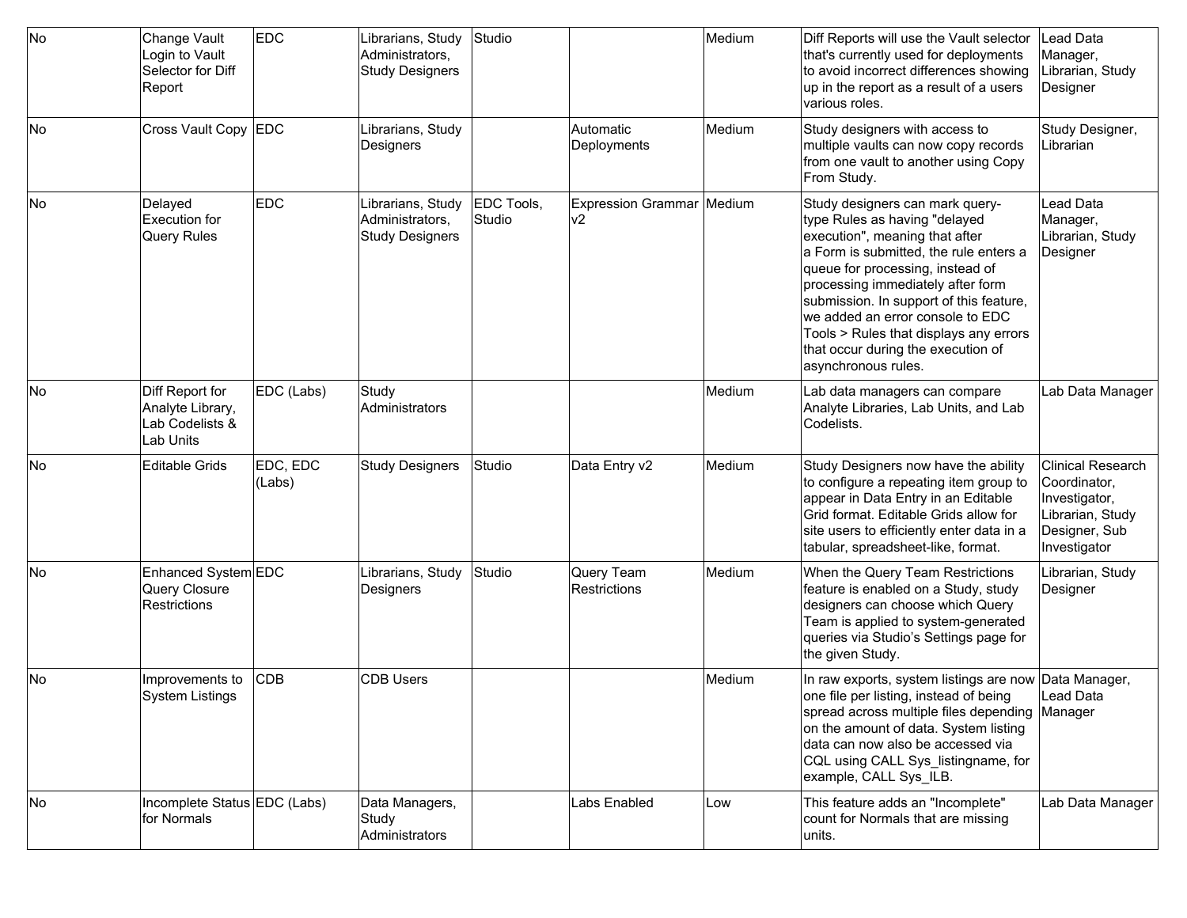| | | | | | | | | |
|---|---|---|---|---|---|---|---|---|
| No | Change Vault Login to Vault Selector for Diff Report | EDC | Librarians, Study Administrators, Study Designers | Studio | | Medium | Diff Reports will use the Vault selector that's currently used for deployments to avoid incorrect differences showing up in the report as a result of a users various roles. | Lead Data Manager, Librarian, Study Designer |
| No | Cross Vault Copy | EDC | Librarians, Study Designers | | Automatic Deployments | Medium | Study designers with access to multiple vaults can now copy records from one vault to another using Copy From Study. | Study Designer, Librarian |
| No | Delayed Execution for Query Rules | EDC | Librarians, Study Administrators, Study Designers | EDC Tools, Studio | Expression Grammar v2 | Medium | Study designers can mark query-type Rules as having "delayed execution", meaning that after a Form is submitted, the rule enters a queue for processing, instead of processing immediately after form submission. In support of this feature, we added an error console to EDC Tools > Rules that displays any errors that occur during the execution of asynchronous rules. | Lead Data Manager, Librarian, Study Designer |
| No | Diff Report for Analyte Library, Lab Codelists & Lab Units | EDC (Labs) | Study Administrators | | | Medium | Lab data managers can compare Analyte Libraries, Lab Units, and Lab Codelists. | Lab Data Manager |
| No | Editable Grids | EDC, EDC (Labs) | Study Designers | Studio | Data Entry v2 | Medium | Study Designers now have the ability to configure a repeating item group to appear in Data Entry in an Editable Grid format. Editable Grids allow for site users to efficiently enter data in a tabular, spreadsheet-like, format. | Clinical Research Coordinator, Investigator, Librarian, Study Designer, Sub Investigator |
| No | Enhanced System Query Closure Restrictions | EDC | Librarians, Study Designers | Studio | Query Team Restrictions | Medium | When the Query Team Restrictions feature is enabled on a Study, study designers can choose which Query Team is applied to system-generated queries via Studio's Settings page for the given Study. | Librarian, Study Designer |
| No | Improvements to System Listings | CDB | CDB Users | | | Medium | In raw exports, system listings are now one file per listing, instead of being spread across multiple files depending on the amount of data. System listing data can now also be accessed via CQL using CALL Sys_listingname, for example, CALL Sys_ILB. | Data Manager, Lead Data Manager |
| No | Incomplete Status for Normals | EDC (Labs) | Data Managers, Study Administrators | | Labs Enabled | Low | This feature adds an "Incomplete" count for Normals that are missing units. | Lab Data Manager |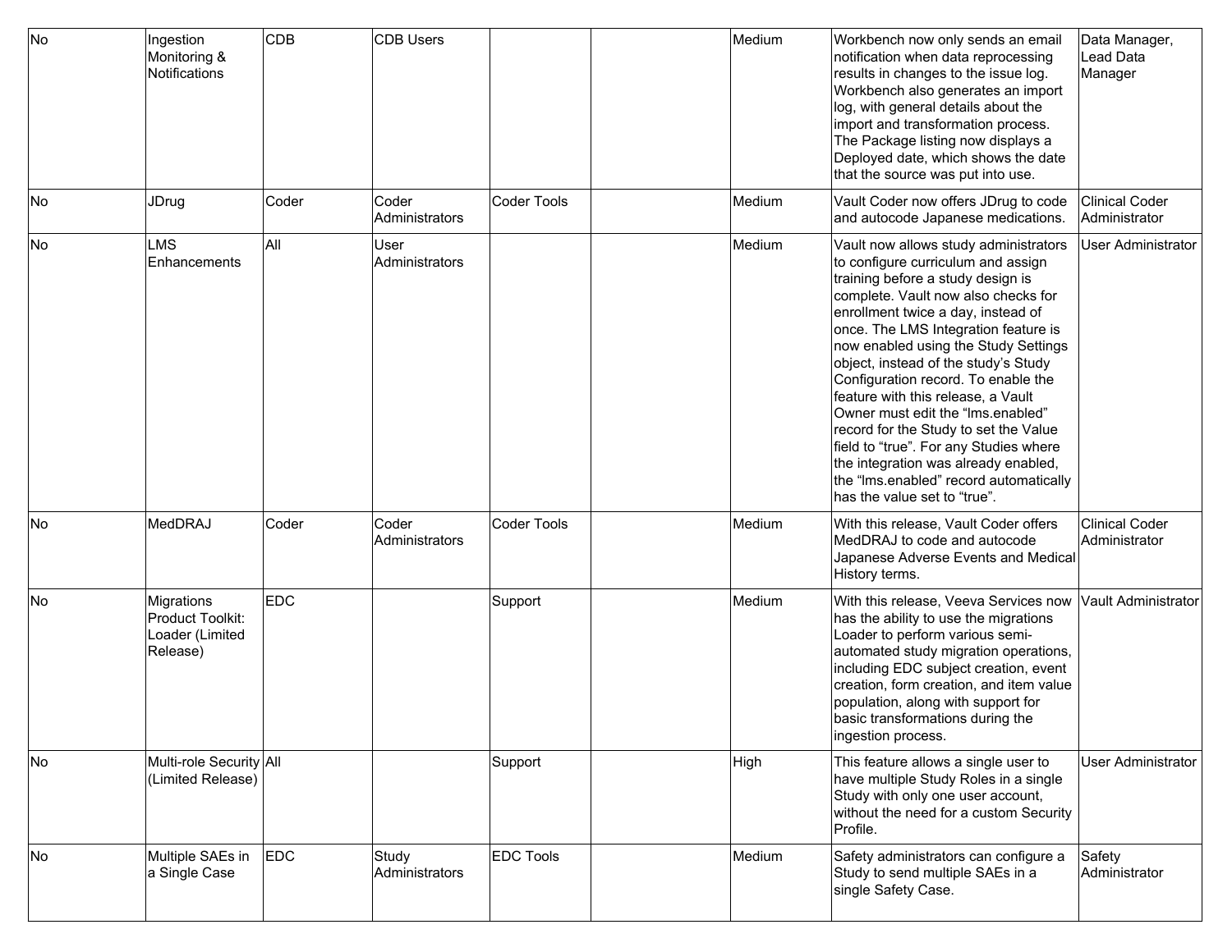| | | | | | | | | |
|---|---|---|---|---|---|---|---|---|
| No | Ingestion Monitoring & Notifications | CDB | CDB Users | | | Medium | Workbench now only sends an email notification when data reprocessing results in changes to the issue log. Workbench also generates an import log, with general details about the import and transformation process. The Package listing now displays a Deployed date, which shows the date that the source was put into use. | Data Manager, Lead Data Manager |
| No | JDrug | Coder | Coder Administrators | Coder Tools | | Medium | Vault Coder now offers JDrug to code and autocode Japanese medications. | Clinical Coder Administrator |
| No | LMS Enhancements | All | User Administrators | | | Medium | Vault now allows study administrators to configure curriculum and assign training before a study design is complete. Vault now also checks for enrollment twice a day, instead of once. The LMS Integration feature is now enabled using the Study Settings object, instead of the study's Study Configuration record. To enable the feature with this release, a Vault Owner must edit the "lms.enabled" record for the Study to set the Value field to "true". For any Studies where the integration was already enabled, the "lms.enabled" record automatically has the value set to "true". | User Administrator |
| No | MedDRAJ | Coder | Coder Administrators | Coder Tools | | Medium | With this release, Vault Coder offers MedDRAJ to code and autocode Japanese Adverse Events and Medical History terms. | Clinical Coder Administrator |
| No | Migrations Product Toolkit: Loader (Limited Release) | EDC | | Support | | Medium | With this release, Veeva Services now has the ability to use the migrations Loader to perform various semi-automated study migration operations, including EDC subject creation, event creation, form creation, and item value population, along with support for basic transformations during the ingestion process. | Vault Administrator |
| No | Multi-role Security (Limited Release) | All | | Support | | High | This feature allows a single user to have multiple Study Roles in a single Study with only one user account, without the need for a custom Security Profile. | User Administrator |
| No | Multiple SAEs in a Single Case | EDC | Study Administrators | EDC Tools | | Medium | Safety administrators can configure a Study to send multiple SAEs in a single Safety Case. | Safety Administrator |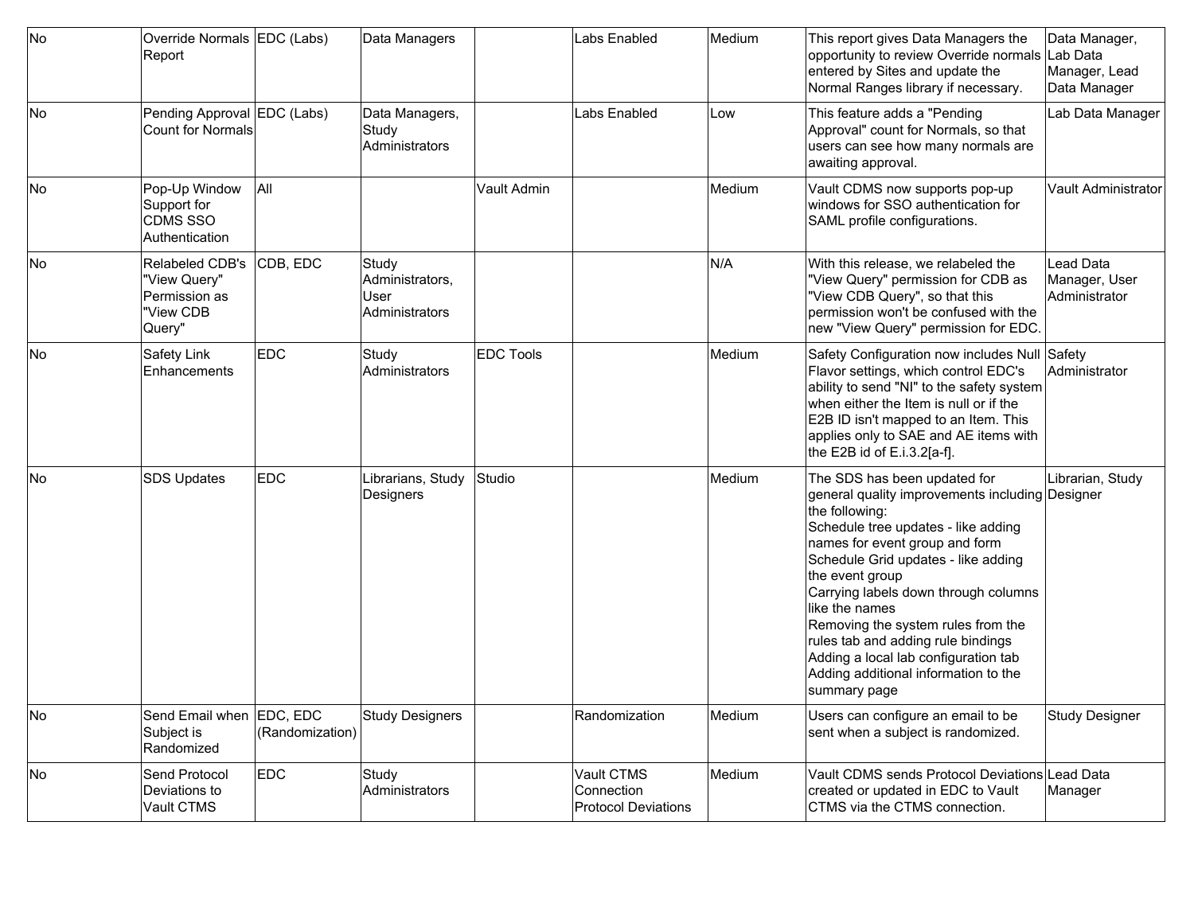| No | Override Normals Report | EDC (Labs) | Data Managers | | Labs Enabled | Medium | This report gives Data Managers the opportunity to review Override normals entered by Sites and update the Normal Ranges library if necessary. | Data Manager, Lab Data Manager, Lead Data Manager |
|---|---|---|---|---|---|---|---|---|
| No | Pending Approval Count for Normals | EDC (Labs) | Data Managers, Study Administrators | | Labs Enabled | Low | This feature adds a "Pending Approval" count for Normals, so that users can see how many normals are awaiting approval. | Lab Data Manager |
| No | Pop-Up Window Support for CDMS SSO Authentication | All | | Vault Admin | | Medium | Vault CDMS now supports pop-up windows for SSO authentication for SAML profile configurations. | Vault Administrator |
| No | Relabeled CDB's "View Query" Permission as "View CDB Query" | CDB, EDC | Study Administrators, User Administrators | | | N/A | With this release, we relabeled the "View Query" permission for CDB as "View CDB Query", so that this permission won't be confused with the new "View Query" permission for EDC. | Lead Data Manager, User Administrator |
| No | Safety Link Enhancements | EDC | Study Administrators | EDC Tools | | Medium | Safety Configuration now includes Null Flavor settings, which control EDC's ability to send "NI" to the safety system when either the Item is null or if the E2B ID isn't mapped to an Item. This applies only to SAE and AE items with the E2B id of E.i.3.2[a-f]. | Safety Administrator |
| No | SDS Updates | EDC | Librarians, Study Designers | Studio | | Medium | The SDS has been updated for general quality improvements including the following:<br>Schedule tree updates - like adding names for event group and form<br>Schedule Grid updates - like adding the event group<br>Carrying labels down through columns like the names<br>Removing the system rules from the rules tab and adding rule bindings<br>Adding a local lab configuration tab<br>Adding additional information to the summary page | Librarian, Study Designer |
| No | Send Email when Subject is Randomized | EDC, EDC (Randomization) | Study Designers | | Randomization | Medium | Users can configure an email to be sent when a subject is randomized. | Study Designer |
| No | Send Protocol Deviations to Vault CTMS | EDC | Study Administrators | | Vault CTMS Connection Protocol Deviations | Medium | Vault CDMS sends Protocol Deviations created or updated in EDC to Vault CTMS via the CTMS connection. | Lead Data Manager |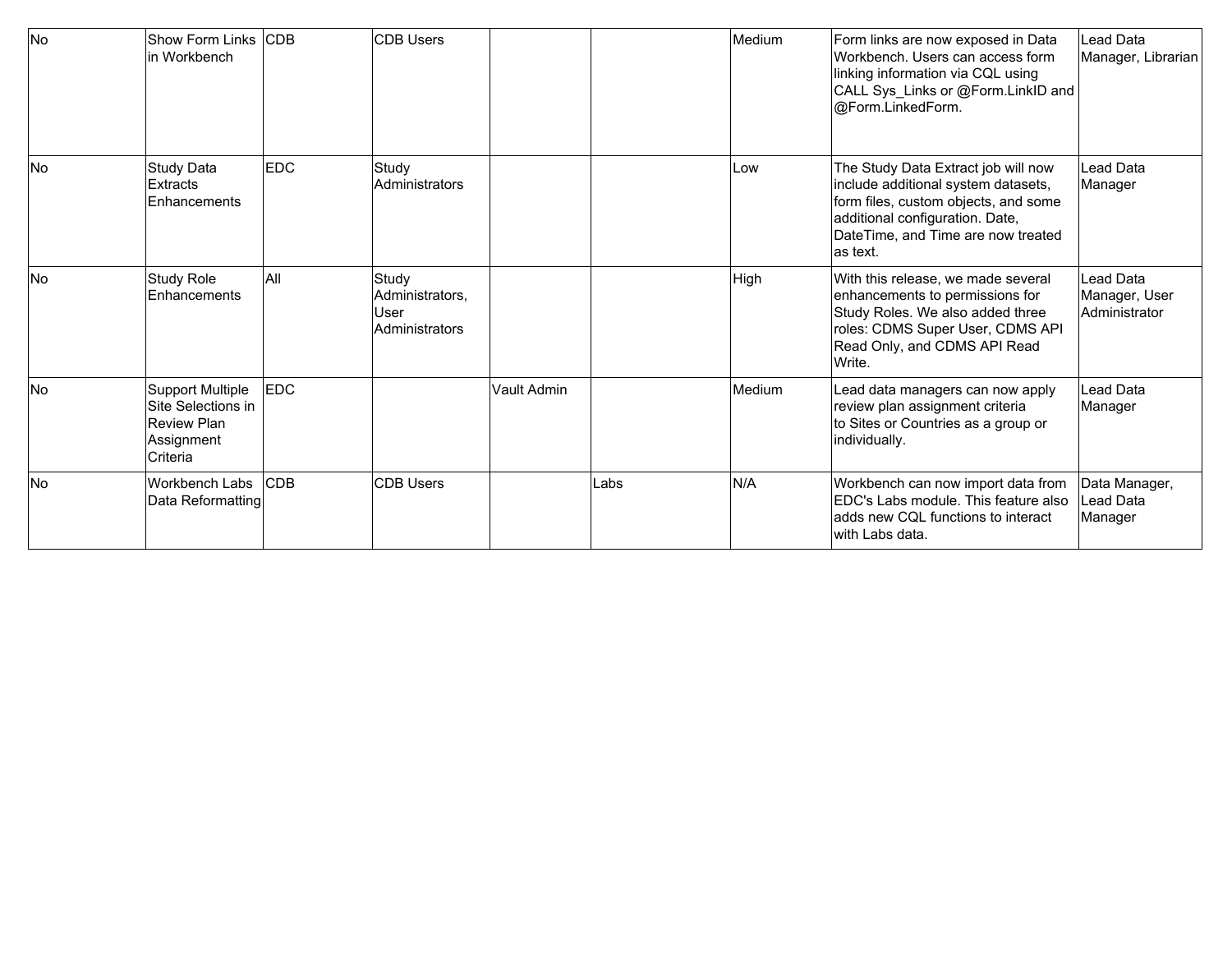| | | | | | | | | |
|---|---|---|---|---|---|---|---|---|
| No | Show Form Links in Workbench | CDB | CDB Users | | | Medium | Form links are now exposed in Data Workbench. Users can access form linking information via CQL using CALL Sys_Links or @Form.LinkID and @Form.LinkedForm. | Lead Data Manager, Librarian |
| No | Study Data Extracts Enhancements | EDC | Study Administrators | | | Low | The Study Data Extract job will now include additional system datasets, form files, custom objects, and some additional configuration. Date, DateTime, and Time are now treated as text. | Lead Data Manager |
| No | Study Role Enhancements | All | Study Administrators, User Administrators | | | High | With this release, we made several enhancements to permissions for Study Roles. We also added three roles: CDMS Super User, CDMS API Read Only, and CDMS API Read Write. | Lead Data Manager, User Administrator |
| No | Support Multiple Site Selections in Review Plan Assignment Criteria | EDC | | Vault Admin | | Medium | Lead data managers can now apply review plan assignment criteria to Sites or Countries as a group or individually. | Lead Data Manager |
| No | Workbench Labs Data Reformatting | CDB | CDB Users | | Labs | N/A | Workbench can now import data from EDC's Labs module. This feature also adds new CQL functions to interact with Labs data. | Data Manager, Lead Data Manager |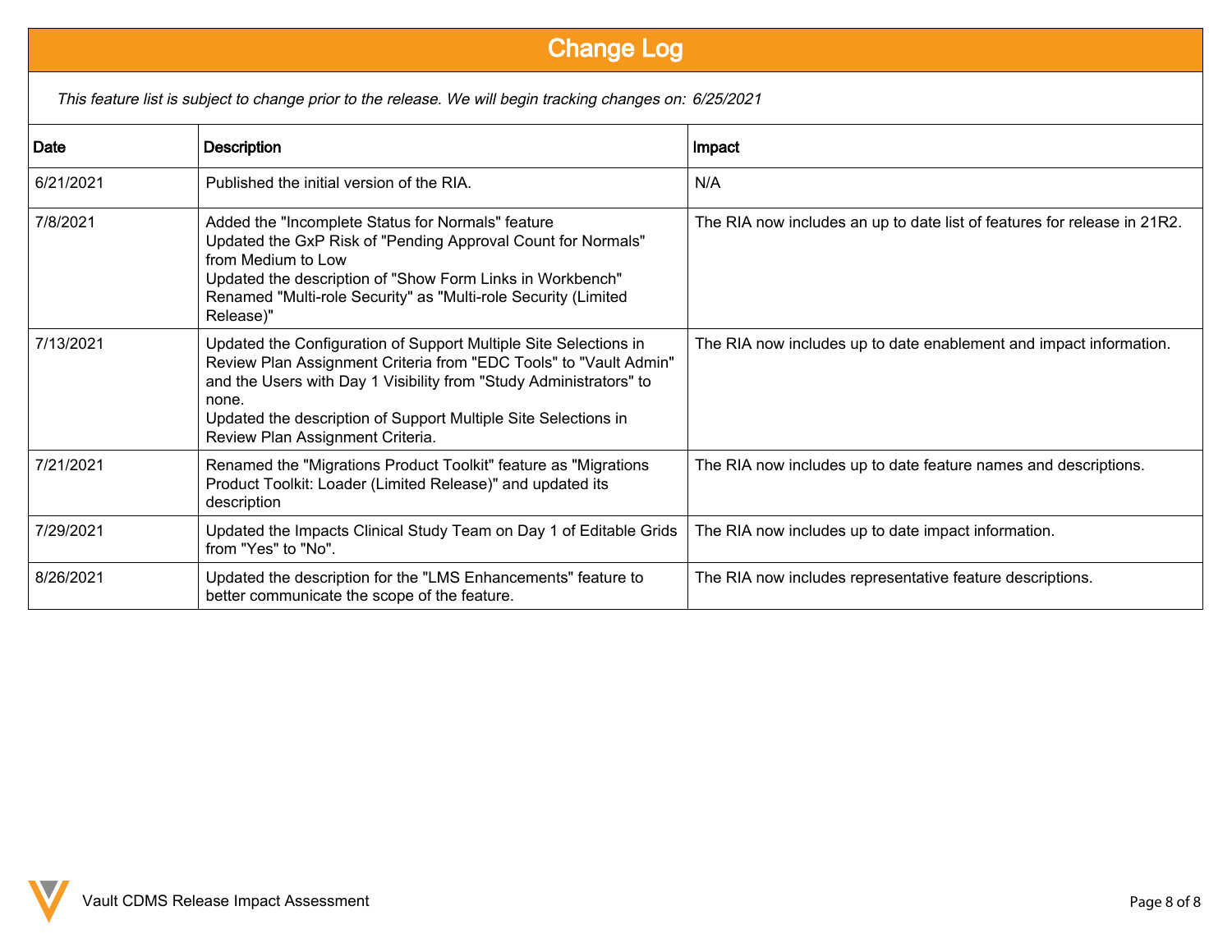# Change Log

*This feature list is subject to change prior to the release. We will begin tracking changes on: 6/25/2021*

| Date | Description | Impact |
|---|---|---|
| 6/21/2021 | Published the initial version of the RIA. | N/A |
| 7/8/2021 | Added the "Incomplete Status for Normals" feature<br>Updated the GxP Risk of "Pending Approval Count for Normals" from Medium to Low<br>Updated the description of "Show Form Links in Workbench"<br>Renamed "Multi-role Security" as "Multi-role Security (Limited Release)" | The RIA now includes an up to date list of features for release in 21R2. |
| 7/13/2021 | Updated the Configuration of Support Multiple Site Selections in Review Plan Assignment Criteria from "EDC Tools" to "Vault Admin" and the Users with Day 1 Visibility from "Study Administrators" to none.<br>Updated the description of Support Multiple Site Selections in Review Plan Assignment Criteria. | The RIA now includes up to date enablement and impact information. |
| 7/21/2021 | Renamed the "Migrations Product Toolkit" feature as "Migrations Product Toolkit: Loader (Limited Release)" and updated its description | The RIA now includes up to date feature names and descriptions. |
| 7/29/2021 | Updated the Impacts Clinical Study Team on Day 1 of Editable Grids from "Yes" to "No". | The RIA now includes up to date impact information. |
| 8/26/2021 | Updated the description for the "LMS Enhancements" feature to better communicate the scope of the feature. | The RIA now includes representative feature descriptions. |